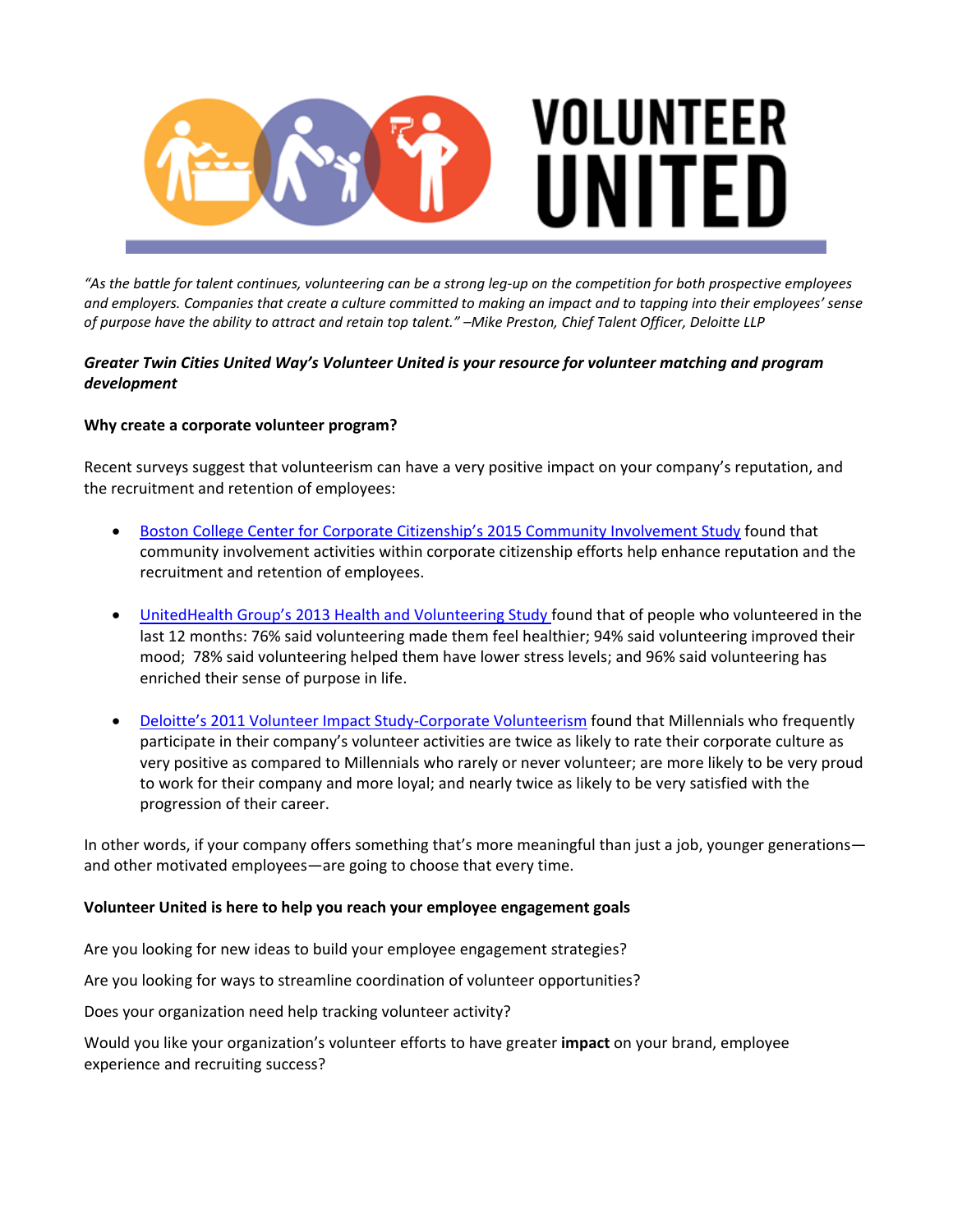# VOLUNTEER UNITED

*"As the battle for talent continues, volunteering can be a strong leg-up on the competition for both prospective employees and employers. Companies that create a culture committed to making an impact and to tapping into their employees' sense of purpose have the ability to attract and retain top talent." –Mike Preston, Chief Talent Officer, Deloitte LLP*

***Greater Twin Cities United Way's Volunteer United is your resource for volunteer matching and program development***

**Why create a corporate volunteer program?**

Recent surveys suggest that volunteerism can have a very positive impact on your company's reputation, and the recruitment and retention of employees:

- Boston College Center for Corporate Citizenship's 2015 Community Involvement Study found that community involvement activities within corporate citizenship efforts help enhance reputation and the recruitment and retention of employees.
- UnitedHealth Group's 2013 Health and Volunteering Study found that of people who volunteered in the last 12 months: 76% said volunteering made them feel healthier; 94% said volunteering improved their mood; 78% said volunteering helped them have lower stress levels; and 96% said volunteering has enriched their sense of purpose in life.
- Deloitte's 2011 Volunteer Impact Study-Corporate Volunteerism found that Millennials who frequently participate in their company's volunteer activities are twice as likely to rate their corporate culture as very positive as compared to Millennials who rarely or never volunteer; are more likely to be very proud to work for their company and more loyal; and nearly twice as likely to be very satisfied with the progression of their career.

In other words, if your company offers something that's more meaningful than just a job, younger generations—and other motivated employees—are going to choose that every time.

**Volunteer United is here to help you reach your employee engagement goals**

Are you looking for new ideas to build your employee engagement strategies?

Are you looking for ways to streamline coordination of volunteer opportunities?

Does your organization need help tracking volunteer activity?

Would you like your organization's volunteer efforts to have greater **impact** on your brand, employee experience and recruiting success?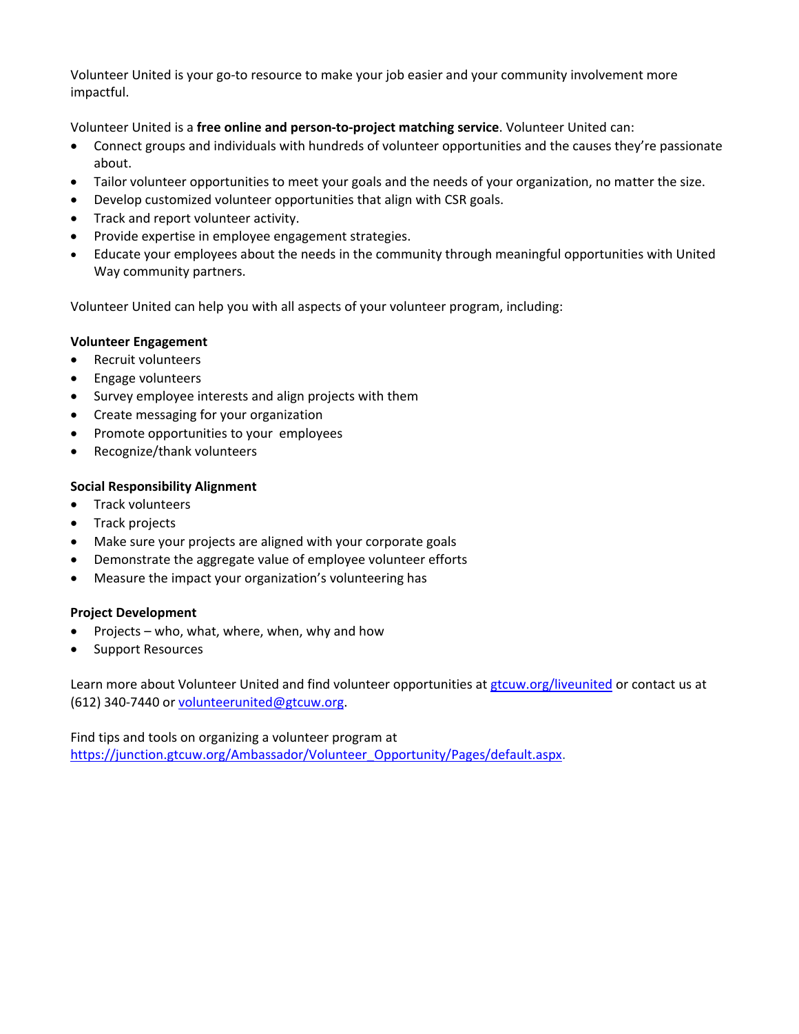Volunteer United is your go-to resource to make your job easier and your community involvement more impactful.

Volunteer United is a **free online and person-to-project matching service**. Volunteer United can:

- Connect groups and individuals with hundreds of volunteer opportunities and the causes they're passionate about.
- Tailor volunteer opportunities to meet your goals and the needs of your organization, no matter the size.
- Develop customized volunteer opportunities that align with CSR goals.
- Track and report volunteer activity.
- Provide expertise in employee engagement strategies.
- Educate your employees about the needs in the community through meaningful opportunities with United Way community partners.

Volunteer United can help you with all aspects of your volunteer program, including:

**Volunteer Engagement**

- Recruit volunteers
- Engage volunteers
- Survey employee interests and align projects with them
- Create messaging for your organization
- Promote opportunities to your employees
- Recognize/thank volunteers

**Social Responsibility Alignment**

- Track volunteers
- Track projects
- Make sure your projects are aligned with your corporate goals
- Demonstrate the aggregate value of employee volunteer efforts
- Measure the impact your organization's volunteering has

**Project Development**

- Projects – who, what, where, when, why and how
- Support Resources

Learn more about Volunteer United and find volunteer opportunities at [gtcuw.org/liveunited](gtcuw.org/liveunited) or contact us at (612) 340-7440 or [volunteerunited@gtcuw.org](mailto:volunteerunited@gtcuw.org).

Find tips and tools on organizing a volunteer program at [https://junction.gtcuw.org/Ambassador/Volunteer_Opportunity/Pages/default.aspx](https://junction.gtcuw.org/Ambassador/Volunteer_Opportunity/Pages/default.aspx).